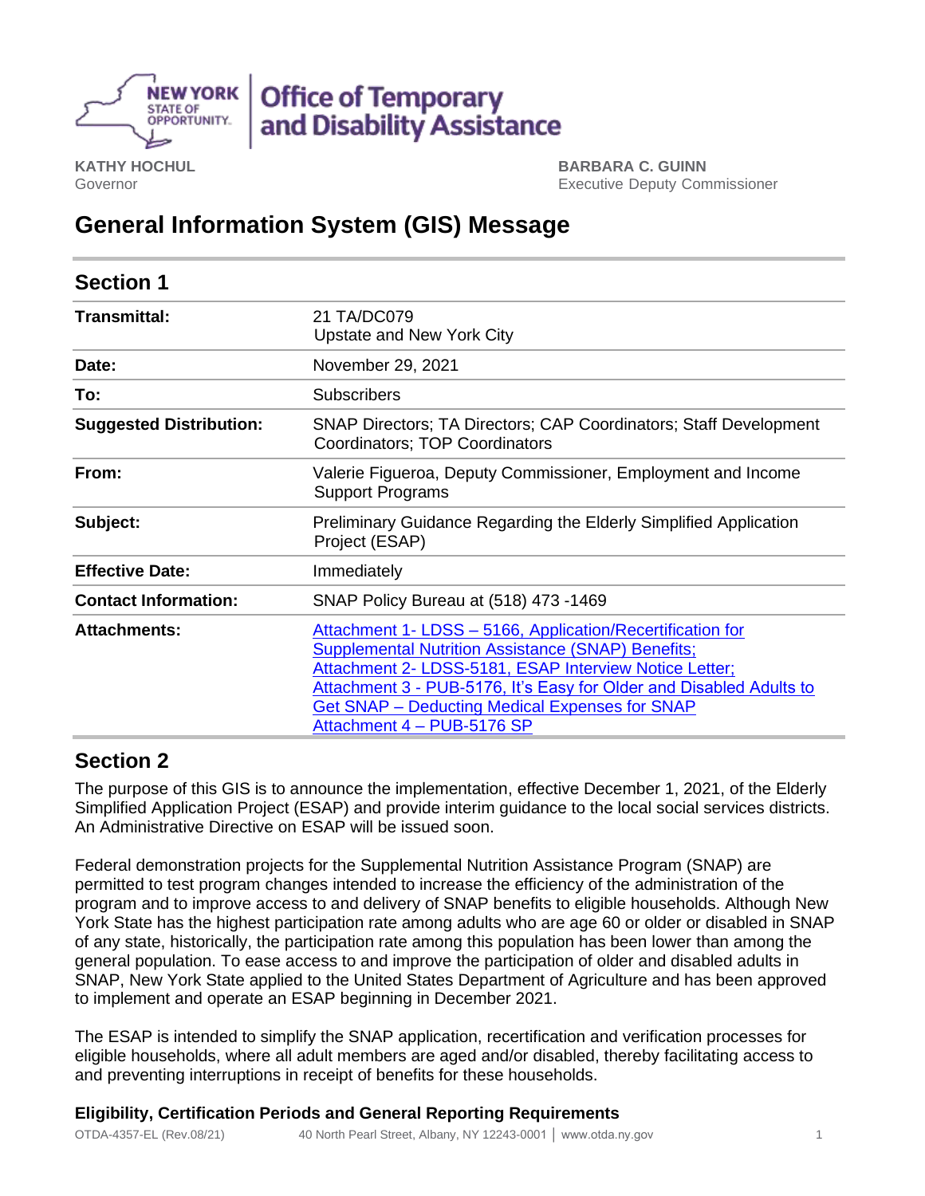NEW YORK STATE OF OPPORTUNITY. | Office of Temporary and Disability Assistance

**KATHY HOCHUL**
Governor

**BARBARA C. GUINN**
Executive Deputy Commissioner

# General Information System (GIS) Message

## Section 1

| | |
|---|---|
| **Transmittal:** | 21 TA/DC079<br>Upstate and New York City |
| **Date:** | November 29, 2021 |
| **To:** | Subscribers |
| **Suggested Distribution:** | SNAP Directors; TA Directors; CAP Coordinators; Staff Development Coordinators; TOP Coordinators |
| **From:** | Valerie Figueroa, Deputy Commissioner, Employment and Income Support Programs |
| **Subject:** | Preliminary Guidance Regarding the Elderly Simplified Application Project (ESAP) |
| **Effective Date:** | Immediately |
| **Contact Information:** | SNAP Policy Bureau at (518) 473 -1469 |
| **Attachments:** | Attachment 1- LDSS – 5166, Application/Recertification for Supplemental Nutrition Assistance (SNAP) Benefits;<br>Attachment 2- LDSS-5181, ESAP Interview Notice Letter;<br>Attachment 3 - PUB-5176, It's Easy for Older and Disabled Adults to Get SNAP – Deducting Medical Expenses for SNAP<br>Attachment 4 – PUB-5176 SP |

## Section 2

The purpose of this GIS is to announce the implementation, effective December 1, 2021, of the Elderly Simplified Application Project (ESAP) and provide interim guidance to the local social services districts. An Administrative Directive on ESAP will be issued soon.

Federal demonstration projects for the Supplemental Nutrition Assistance Program (SNAP) are permitted to test program changes intended to increase the efficiency of the administration of the program and to improve access to and delivery of SNAP benefits to eligible households. Although New York State has the highest participation rate among adults who are age 60 or older or disabled in SNAP of any state, historically, the participation rate among this population has been lower than among the general population. To ease access to and improve the participation of older and disabled adults in SNAP, New York State applied to the United States Department of Agriculture and has been approved to implement and operate an ESAP beginning in December 2021.

The ESAP is intended to simplify the SNAP application, recertification and verification processes for eligible households, where all adult members are aged and/or disabled, thereby facilitating access to and preventing interruptions in receipt of benefits for these households.

### Eligibility, Certification Periods and General Reporting Requirements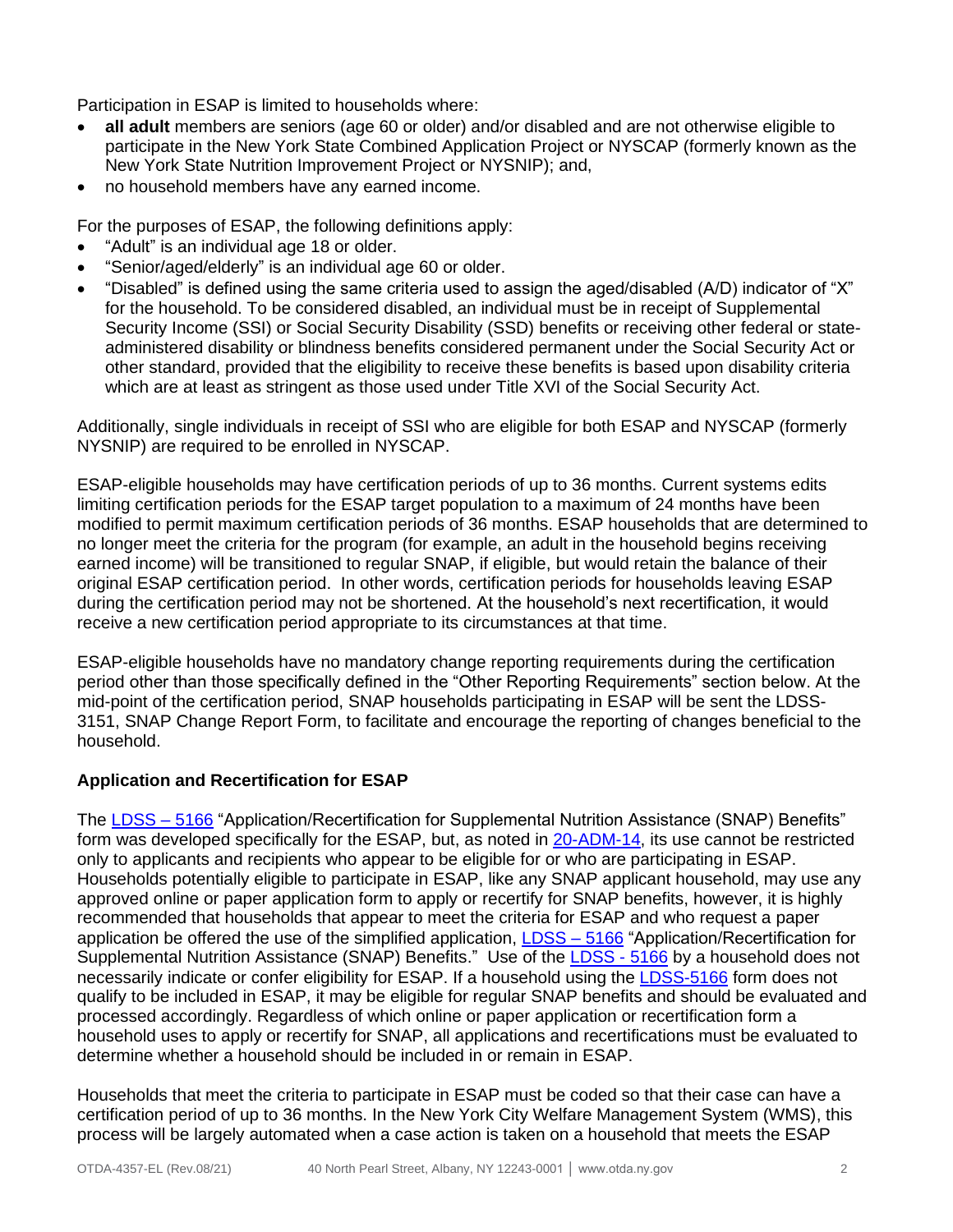Participation in ESAP is limited to households where:

- **all adult** members are seniors (age 60 or older) and/or disabled and are not otherwise eligible to participate in the New York State Combined Application Project or NYSCAP (formerly known as the New York State Nutrition Improvement Project or NYSNIP); and,
- no household members have any earned income.

For the purposes of ESAP, the following definitions apply:

- "Adult" is an individual age 18 or older.
- "Senior/aged/elderly" is an individual age 60 or older.
- "Disabled" is defined using the same criteria used to assign the aged/disabled (A/D) indicator of "X" for the household. To be considered disabled, an individual must be in receipt of Supplemental Security Income (SSI) or Social Security Disability (SSD) benefits or receiving other federal or state-administered disability or blindness benefits considered permanent under the Social Security Act or other standard, provided that the eligibility to receive these benefits is based upon disability criteria which are at least as stringent as those used under Title XVI of the Social Security Act.

Additionally, single individuals in receipt of SSI who are eligible for both ESAP and NYSCAP (formerly NYSNIP) are required to be enrolled in NYSCAP.

ESAP-eligible households may have certification periods of up to 36 months. Current systems edits limiting certification periods for the ESAP target population to a maximum of 24 months have been modified to permit maximum certification periods of 36 months. ESAP households that are determined to no longer meet the criteria for the program (for example, an adult in the household begins receiving earned income) will be transitioned to regular SNAP, if eligible, but would retain the balance of their original ESAP certification period. In other words, certification periods for households leaving ESAP during the certification period may not be shortened. At the household's next recertification, it would receive a new certification period appropriate to its circumstances at that time.

ESAP-eligible households have no mandatory change reporting requirements during the certification period other than those specifically defined in the "Other Reporting Requirements" section below. At the mid-point of the certification period, SNAP households participating in ESAP will be sent the LDSS-3151, SNAP Change Report Form, to facilitate and encourage the reporting of changes beneficial to the household.

**Application and Recertification for ESAP**

The LDSS – 5166 "Application/Recertification for Supplemental Nutrition Assistance (SNAP) Benefits" form was developed specifically for the ESAP, but, as noted in 20-ADM-14, its use cannot be restricted only to applicants and recipients who appear to be eligible for or who are participating in ESAP. Households potentially eligible to participate in ESAP, like any SNAP applicant household, may use any approved online or paper application form to apply or recertify for SNAP benefits, however, it is highly recommended that households that appear to meet the criteria for ESAP and who request a paper application be offered the use of the simplified application, LDSS – 5166 "Application/Recertification for Supplemental Nutrition Assistance (SNAP) Benefits." Use of the LDSS - 5166 by a household does not necessarily indicate or confer eligibility for ESAP. If a household using the LDSS-5166 form does not qualify to be included in ESAP, it may be eligible for regular SNAP benefits and should be evaluated and processed accordingly. Regardless of which online or paper application or recertification form a household uses to apply or recertify for SNAP, all applications and recertifications must be evaluated to determine whether a household should be included in or remain in ESAP.

Households that meet the criteria to participate in ESAP must be coded so that their case can have a certification period of up to 36 months. In the New York City Welfare Management System (WMS), this process will be largely automated when a case action is taken on a household that meets the ESAP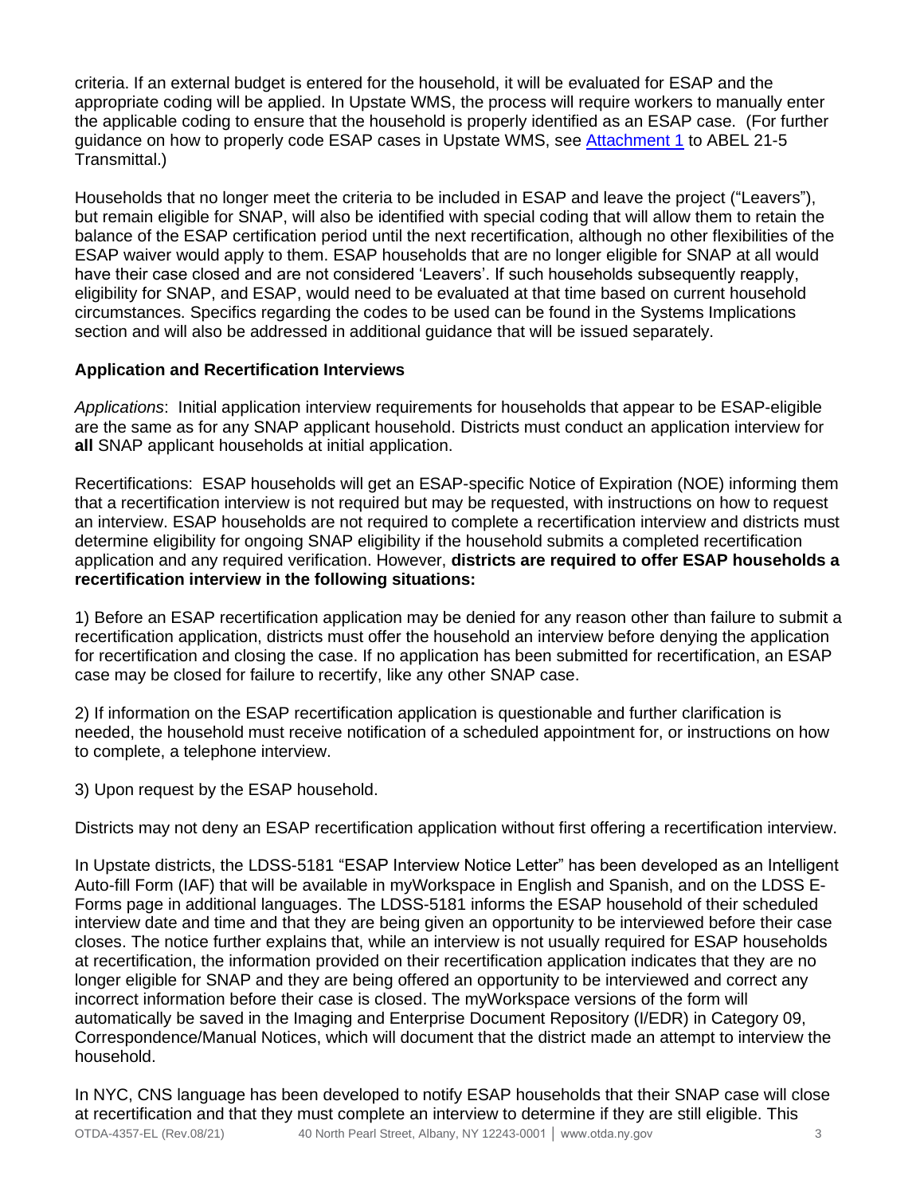criteria. If an external budget is entered for the household, it will be evaluated for ESAP and the appropriate coding will be applied. In Upstate WMS, the process will require workers to manually enter the applicable coding to ensure that the household is properly identified as an ESAP case. (For further guidance on how to properly code ESAP cases in Upstate WMS, see Attachment 1 to ABEL 21-5 Transmittal.)

Households that no longer meet the criteria to be included in ESAP and leave the project ("Leavers"), but remain eligible for SNAP, will also be identified with special coding that will allow them to retain the balance of the ESAP certification period until the next recertification, although no other flexibilities of the ESAP waiver would apply to them. ESAP households that are no longer eligible for SNAP at all would have their case closed and are not considered 'Leavers'. If such households subsequently reapply, eligibility for SNAP, and ESAP, would need to be evaluated at that time based on current household circumstances. Specifics regarding the codes to be used can be found in the Systems Implications section and will also be addressed in additional guidance that will be issued separately.

**Application and Recertification Interviews**

*Applications*: Initial application interview requirements for households that appear to be ESAP-eligible are the same as for any SNAP applicant household. Districts must conduct an application interview for **all** SNAP applicant households at initial application.

Recertifications: ESAP households will get an ESAP-specific Notice of Expiration (NOE) informing them that a recertification interview is not required but may be requested, with instructions on how to request an interview. ESAP households are not required to complete a recertification interview and districts must determine eligibility for ongoing SNAP eligibility if the household submits a completed recertification application and any required verification. However, **districts are required to offer ESAP households a recertification interview in the following situations:**

1) Before an ESAP recertification application may be denied for any reason other than failure to submit a recertification application, districts must offer the household an interview before denying the application for recertification and closing the case. If no application has been submitted for recertification, an ESAP case may be closed for failure to recertify, like any other SNAP case.

2) If information on the ESAP recertification application is questionable and further clarification is needed, the household must receive notification of a scheduled appointment for, or instructions on how to complete, a telephone interview.

3) Upon request by the ESAP household.

Districts may not deny an ESAP recertification application without first offering a recertification interview.

In Upstate districts, the LDSS-5181 "ESAP Interview Notice Letter" has been developed as an Intelligent Auto-fill Form (IAF) that will be available in myWorkspace in English and Spanish, and on the LDSS E-Forms page in additional languages. The LDSS-5181 informs the ESAP household of their scheduled interview date and time and that they are being given an opportunity to be interviewed before their case closes. The notice further explains that, while an interview is not usually required for ESAP households at recertification, the information provided on their recertification application indicates that they are no longer eligible for SNAP and they are being offered an opportunity to be interviewed and correct any incorrect information before their case is closed. The myWorkspace versions of the form will automatically be saved in the Imaging and Enterprise Document Repository (I/EDR) in Category 09, Correspondence/Manual Notices, which will document that the district made an attempt to interview the household.

In NYC, CNS language has been developed to notify ESAP households that their SNAP case will close at recertification and that they must complete an interview to determine if they are still eligible. This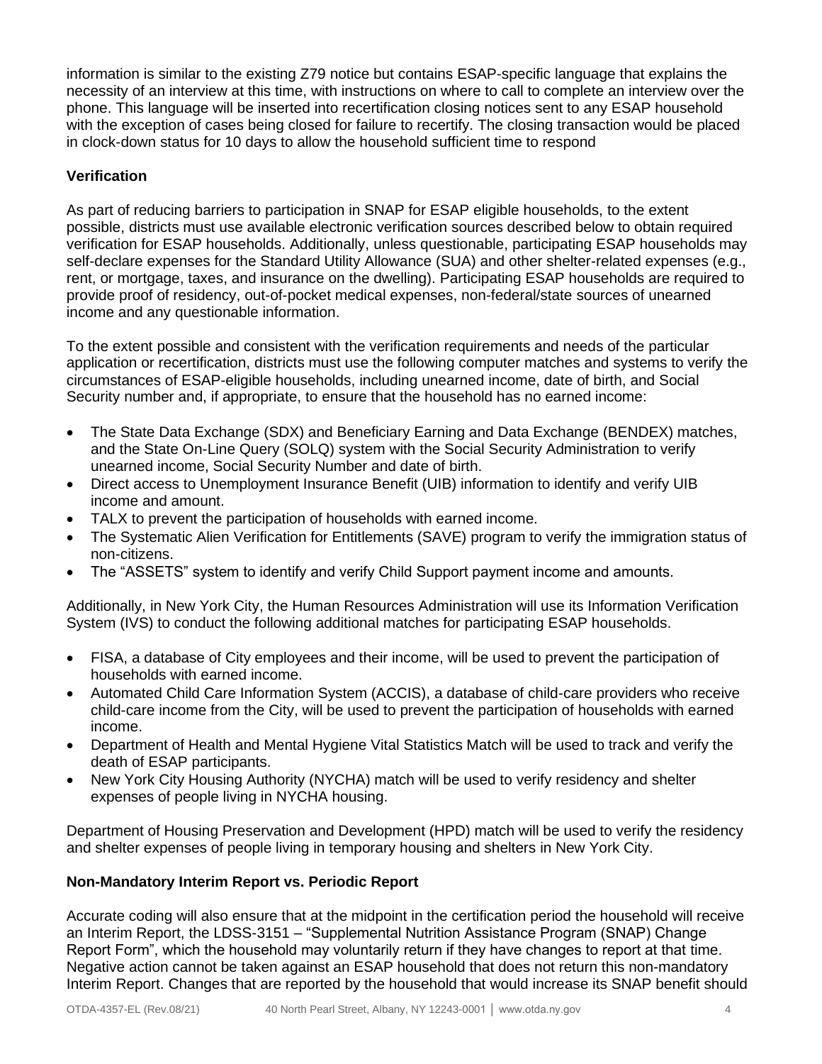information is similar to the existing Z79 notice but contains ESAP-specific language that explains the necessity of an interview at this time, with instructions on where to call to complete an interview over the phone. This language will be inserted into recertification closing notices sent to any ESAP household with the exception of cases being closed for failure to recertify. The closing transaction would be placed in clock-down status for 10 days to allow the household sufficient time to respond

**Verification**

As part of reducing barriers to participation in SNAP for ESAP eligible households, to the extent possible, districts must use available electronic verification sources described below to obtain required verification for ESAP households. Additionally, unless questionable, participating ESAP households may self-declare expenses for the Standard Utility Allowance (SUA) and other shelter-related expenses (e.g., rent, or mortgage, taxes, and insurance on the dwelling). Participating ESAP households are required to provide proof of residency, out-of-pocket medical expenses, non-federal/state sources of unearned income and any questionable information.

To the extent possible and consistent with the verification requirements and needs of the particular application or recertification, districts must use the following computer matches and systems to verify the circumstances of ESAP-eligible households, including unearned income, date of birth, and Social Security number and, if appropriate, to ensure that the household has no earned income:

- The State Data Exchange (SDX) and Beneficiary Earning and Data Exchange (BENDEX) matches, and the State On-Line Query (SOLQ) system with the Social Security Administration to verify unearned income, Social Security Number and date of birth.
- Direct access to Unemployment Insurance Benefit (UIB) information to identify and verify UIB income and amount.
- TALX to prevent the participation of households with earned income.
- The Systematic Alien Verification for Entitlements (SAVE) program to verify the immigration status of non-citizens.
- The "ASSETS" system to identify and verify Child Support payment income and amounts.

Additionally, in New York City, the Human Resources Administration will use its Information Verification System (IVS) to conduct the following additional matches for participating ESAP households.

- FISA, a database of City employees and their income, will be used to prevent the participation of households with earned income.
- Automated Child Care Information System (ACCIS), a database of child-care providers who receive child-care income from the City, will be used to prevent the participation of households with earned income.
- Department of Health and Mental Hygiene Vital Statistics Match will be used to track and verify the death of ESAP participants.
- New York City Housing Authority (NYCHA) match will be used to verify residency and shelter expenses of people living in NYCHA housing.

Department of Housing Preservation and Development (HPD) match will be used to verify the residency and shelter expenses of people living in temporary housing and shelters in New York City.

**Non-Mandatory Interim Report vs. Periodic Report**

Accurate coding will also ensure that at the midpoint in the certification period the household will receive an Interim Report, the LDSS-3151 – "Supplemental Nutrition Assistance Program (SNAP) Change Report Form", which the household may voluntarily return if they have changes to report at that time. Negative action cannot be taken against an ESAP household that does not return this non-mandatory Interim Report. Changes that are reported by the household that would increase its SNAP benefit should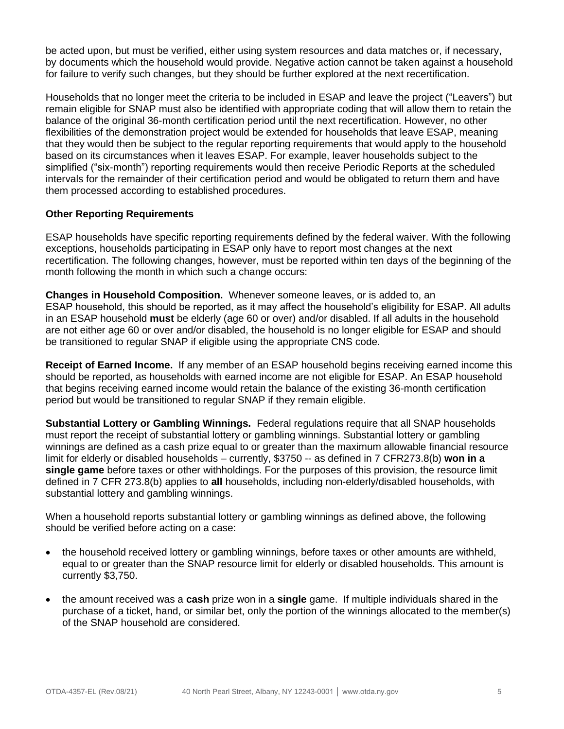be acted upon, but must be verified, either using system resources and data matches or, if necessary, by documents which the household would provide. Negative action cannot be taken against a household for failure to verify such changes, but they should be further explored at the next recertification.

Households that no longer meet the criteria to be included in ESAP and leave the project ("Leavers") but remain eligible for SNAP must also be identified with appropriate coding that will allow them to retain the balance of the original 36-month certification period until the next recertification. However, no other flexibilities of the demonstration project would be extended for households that leave ESAP, meaning that they would then be subject to the regular reporting requirements that would apply to the household based on its circumstances when it leaves ESAP. For example, leaver households subject to the simplified ("six-month") reporting requirements would then receive Periodic Reports at the scheduled intervals for the remainder of their certification period and would be obligated to return them and have them processed according to established procedures.

**Other Reporting Requirements**

ESAP households have specific reporting requirements defined by the federal waiver. With the following exceptions, households participating in ESAP only have to report most changes at the next recertification. The following changes, however, must be reported within ten days of the beginning of the month following the month in which such a change occurs:

**Changes in Household Composition.** Whenever someone leaves, or is added to, an ESAP household, this should be reported, as it may affect the household's eligibility for ESAP. All adults in an ESAP household **must** be elderly (age 60 or over) and/or disabled. If all adults in the household are not either age 60 or over and/or disabled, the household is no longer eligible for ESAP and should be transitioned to regular SNAP if eligible using the appropriate CNS code.

**Receipt of Earned Income.** If any member of an ESAP household begins receiving earned income this should be reported, as households with earned income are not eligible for ESAP. An ESAP household that begins receiving earned income would retain the balance of the existing 36-month certification period but would be transitioned to regular SNAP if they remain eligible.

**Substantial Lottery or Gambling Winnings.** Federal regulations require that all SNAP households must report the receipt of substantial lottery or gambling winnings. Substantial lottery or gambling winnings are defined as a cash prize equal to or greater than the maximum allowable financial resource limit for elderly or disabled households – currently, $3750 -- as defined in 7 CFR273.8(b) **won in a single game** before taxes or other withholdings. For the purposes of this provision, the resource limit defined in 7 CFR 273.8(b) applies to **all** households, including non-elderly/disabled households, with substantial lottery and gambling winnings.

When a household reports substantial lottery or gambling winnings as defined above, the following should be verified before acting on a case:

- the household received lottery or gambling winnings, before taxes or other amounts are withheld, equal to or greater than the SNAP resource limit for elderly or disabled households. This amount is currently $3,750.
- the amount received was a **cash** prize won in a **single** game. If multiple individuals shared in the purchase of a ticket, hand, or similar bet, only the portion of the winnings allocated to the member(s) of the SNAP household are considered.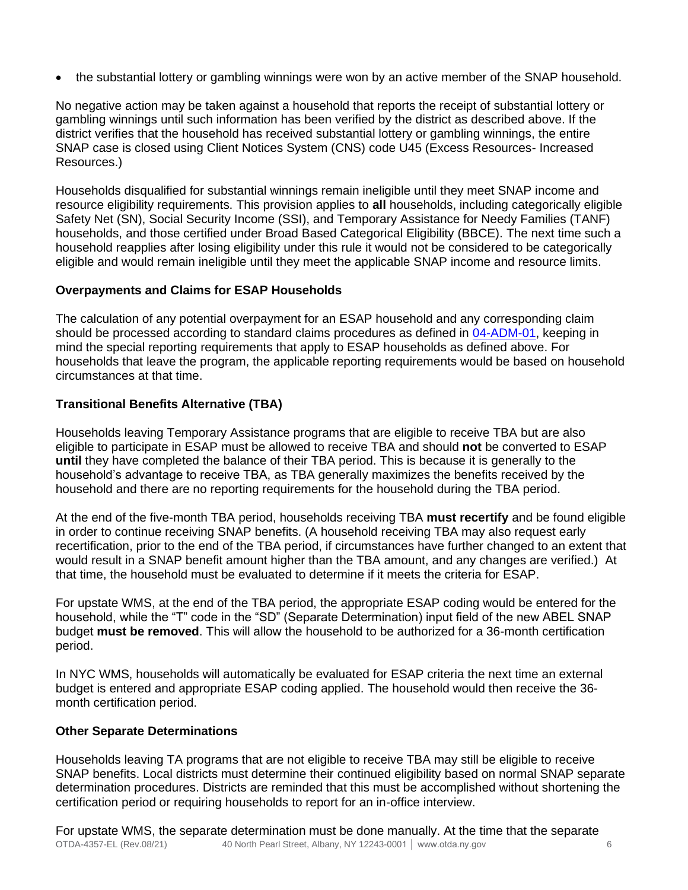- the substantial lottery or gambling winnings were won by an active member of the SNAP household.

No negative action may be taken against a household that reports the receipt of substantial lottery or gambling winnings until such information has been verified by the district as described above. If the district verifies that the household has received substantial lottery or gambling winnings, the entire SNAP case is closed using Client Notices System (CNS) code U45 (Excess Resources- Increased Resources.)

Households disqualified for substantial winnings remain ineligible until they meet SNAP income and resource eligibility requirements. This provision applies to **all** households, including categorically eligible Safety Net (SN), Social Security Income (SSI), and Temporary Assistance for Needy Families (TANF) households, and those certified under Broad Based Categorical Eligibility (BBCE). The next time such a household reapplies after losing eligibility under this rule it would not be considered to be categorically eligible and would remain ineligible until they meet the applicable SNAP income and resource limits.

### Overpayments and Claims for ESAP Households

The calculation of any potential overpayment for an ESAP household and any corresponding claim should be processed according to standard claims procedures as defined in 04-ADM-01, keeping in mind the special reporting requirements that apply to ESAP households as defined above. For households that leave the program, the applicable reporting requirements would be based on household circumstances at that time.

### Transitional Benefits Alternative (TBA)

Households leaving Temporary Assistance programs that are eligible to receive TBA but are also eligible to participate in ESAP must be allowed to receive TBA and should **not** be converted to ESAP **until** they have completed the balance of their TBA period. This is because it is generally to the household's advantage to receive TBA, as TBA generally maximizes the benefits received by the household and there are no reporting requirements for the household during the TBA period.

At the end of the five-month TBA period, households receiving TBA **must recertify** and be found eligible in order to continue receiving SNAP benefits. (A household receiving TBA may also request early recertification, prior to the end of the TBA period, if circumstances have further changed to an extent that would result in a SNAP benefit amount higher than the TBA amount, and any changes are verified.) At that time, the household must be evaluated to determine if it meets the criteria for ESAP.

For upstate WMS, at the end of the TBA period, the appropriate ESAP coding would be entered for the household, while the "T" code in the "SD" (Separate Determination) input field of the new ABEL SNAP budget **must be removed**. This will allow the household to be authorized for a 36-month certification period.

In NYC WMS, households will automatically be evaluated for ESAP criteria the next time an external budget is entered and appropriate ESAP coding applied. The household would then receive the 36-month certification period.

### Other Separate Determinations

Households leaving TA programs that are not eligible to receive TBA may still be eligible to receive SNAP benefits. Local districts must determine their continued eligibility based on normal SNAP separate determination procedures. Districts are reminded that this must be accomplished without shortening the certification period or requiring households to report for an in-office interview.

For upstate WMS, the separate determination must be done manually. At the time that the separate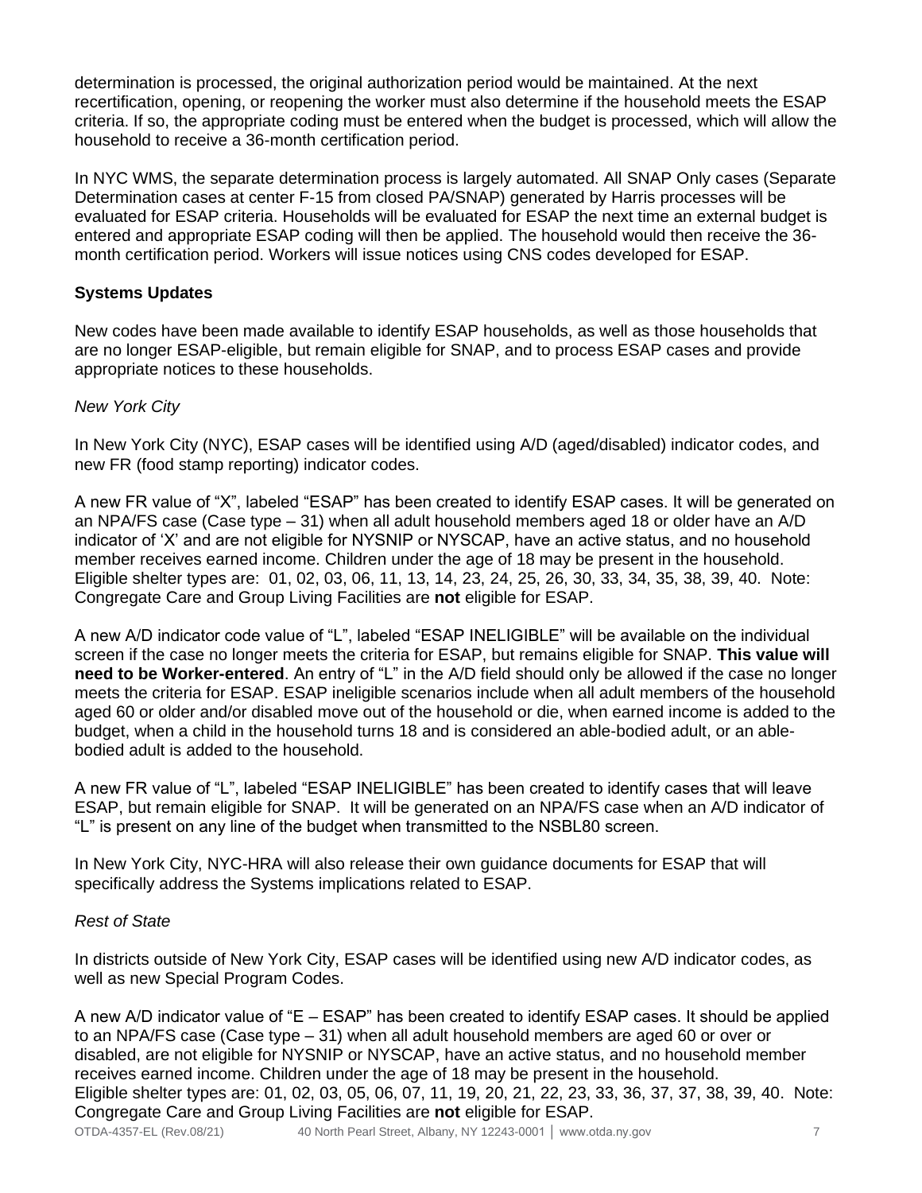determination is processed, the original authorization period would be maintained. At the next recertification, opening, or reopening the worker must also determine if the household meets the ESAP criteria. If so, the appropriate coding must be entered when the budget is processed, which will allow the household to receive a 36-month certification period.

In NYC WMS, the separate determination process is largely automated. All SNAP Only cases (Separate Determination cases at center F-15 from closed PA/SNAP) generated by Harris processes will be evaluated for ESAP criteria. Households will be evaluated for ESAP the next time an external budget is entered and appropriate ESAP coding will then be applied. The household would then receive the 36-month certification period. Workers will issue notices using CNS codes developed for ESAP.

**Systems Updates**

New codes have been made available to identify ESAP households, as well as those households that are no longer ESAP-eligible, but remain eligible for SNAP, and to process ESAP cases and provide appropriate notices to these households.

*New York City*

In New York City (NYC), ESAP cases will be identified using A/D (aged/disabled) indicator codes, and new FR (food stamp reporting) indicator codes.

A new FR value of "X", labeled "ESAP" has been created to identify ESAP cases. It will be generated on an NPA/FS case (Case type – 31) when all adult household members aged 18 or older have an A/D indicator of 'X' and are not eligible for NYSNIP or NYSCAP, have an active status, and no household member receives earned income. Children under the age of 18 may be present in the household. Eligible shelter types are: 01, 02, 03, 06, 11, 13, 14, 23, 24, 25, 26, 30, 33, 34, 35, 38, 39, 40. Note: Congregate Care and Group Living Facilities are **not** eligible for ESAP.

A new A/D indicator code value of "L", labeled "ESAP INELIGIBLE" will be available on the individual screen if the case no longer meets the criteria for ESAP, but remains eligible for SNAP. **This value will need to be Worker-entered**. An entry of "L" in the A/D field should only be allowed if the case no longer meets the criteria for ESAP. ESAP ineligible scenarios include when all adult members of the household aged 60 or older and/or disabled move out of the household or die, when earned income is added to the budget, when a child in the household turns 18 and is considered an able-bodied adult, or an able-bodied adult is added to the household.

A new FR value of "L", labeled "ESAP INELIGIBLE" has been created to identify cases that will leave ESAP, but remain eligible for SNAP. It will be generated on an NPA/FS case when an A/D indicator of "L" is present on any line of the budget when transmitted to the NSBL80 screen.

In New York City, NYC-HRA will also release their own guidance documents for ESAP that will specifically address the Systems implications related to ESAP.

*Rest of State*

In districts outside of New York City, ESAP cases will be identified using new A/D indicator codes, as well as new Special Program Codes.

A new A/D indicator value of "E – ESAP" has been created to identify ESAP cases. It should be applied to an NPA/FS case (Case type – 31) when all adult household members are aged 60 or over or disabled, are not eligible for NYSNIP or NYSCAP, have an active status, and no household member receives earned income. Children under the age of 18 may be present in the household.
Eligible shelter types are: 01, 02, 03, 05, 06, 07, 11, 19, 20, 21, 22, 23, 33, 36, 37, 37, 38, 39, 40. Note: Congregate Care and Group Living Facilities are **not** eligible for ESAP.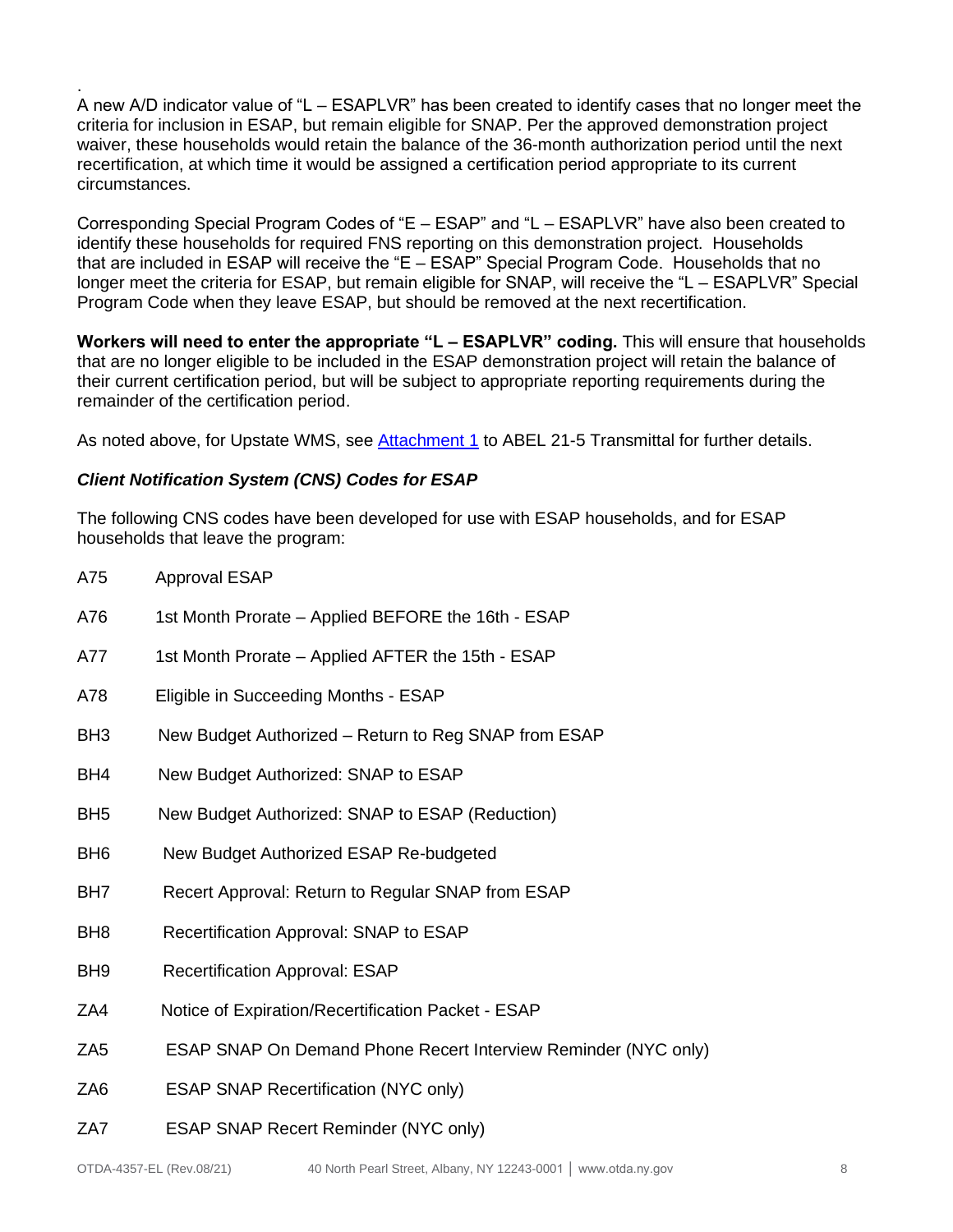.
A new A/D indicator value of "L – ESAPLVR" has been created to identify cases that no longer meet the criteria for inclusion in ESAP, but remain eligible for SNAP. Per the approved demonstration project waiver, these households would retain the balance of the 36-month authorization period until the next recertification, at which time it would be assigned a certification period appropriate to its current circumstances.

Corresponding Special Program Codes of "E – ESAP" and "L – ESAPLVR" have also been created to identify these households for required FNS reporting on this demonstration project. Households that are included in ESAP will receive the "E – ESAP" Special Program Code. Households that no longer meet the criteria for ESAP, but remain eligible for SNAP, will receive the "L – ESAPLVR" Special Program Code when they leave ESAP, but should be removed at the next recertification.

**Workers will need to enter the appropriate "L – ESAPLVR" coding.** This will ensure that households that are no longer eligible to be included in the ESAP demonstration project will retain the balance of their current certification period, but will be subject to appropriate reporting requirements during the remainder of the certification period.

As noted above, for Upstate WMS, see Attachment 1 to ABEL 21-5 Transmittal for further details.

***Client Notification System (CNS) Codes for ESAP***

The following CNS codes have been developed for use with ESAP households, and for ESAP households that leave the program:

A75 Approval ESAP

A76 1st Month Prorate – Applied BEFORE the 16th - ESAP

A77 1st Month Prorate – Applied AFTER the 15th - ESAP

A78 Eligible in Succeeding Months - ESAP

BH3 New Budget Authorized – Return to Reg SNAP from ESAP

BH4 New Budget Authorized: SNAP to ESAP

BH5 New Budget Authorized: SNAP to ESAP (Reduction)

BH6 New Budget Authorized ESAP Re-budgeted

BH7 Recert Approval: Return to Regular SNAP from ESAP

BH8 Recertification Approval: SNAP to ESAP

BH9 Recertification Approval: ESAP

ZA4 Notice of Expiration/Recertification Packet - ESAP

ZA5 ESAP SNAP On Demand Phone Recert Interview Reminder (NYC only)

ZA6 ESAP SNAP Recertification (NYC only)

ZA7 ESAP SNAP Recert Reminder (NYC only)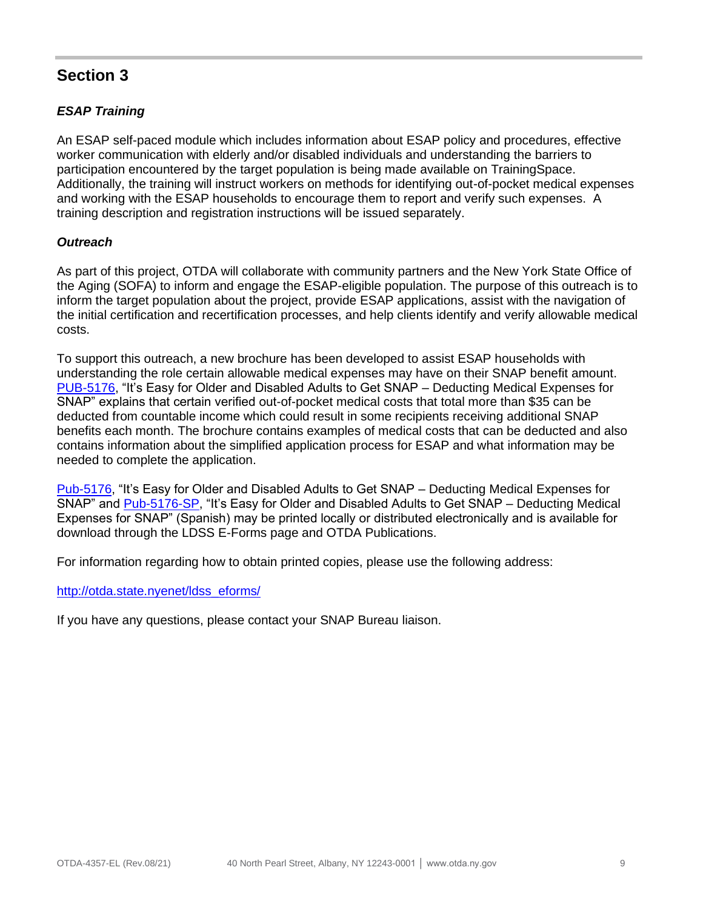## Section 3

### *ESAP Training*

An ESAP self-paced module which includes information about ESAP policy and procedures, effective worker communication with elderly and/or disabled individuals and understanding the barriers to participation encountered by the target population is being made available on TrainingSpace. Additionally, the training will instruct workers on methods for identifying out-of-pocket medical expenses and working with the ESAP households to encourage them to report and verify such expenses. A training description and registration instructions will be issued separately.

### *Outreach*

As part of this project, OTDA will collaborate with community partners and the New York State Office of the Aging (SOFA) to inform and engage the ESAP-eligible population. The purpose of this outreach is to inform the target population about the project, provide ESAP applications, assist with the navigation of the initial certification and recertification processes, and help clients identify and verify allowable medical costs.

To support this outreach, a new brochure has been developed to assist ESAP households with understanding the role certain allowable medical expenses may have on their SNAP benefit amount. PUB-5176, "It's Easy for Older and Disabled Adults to Get SNAP – Deducting Medical Expenses for SNAP" explains that certain verified out-of-pocket medical costs that total more than $35 can be deducted from countable income which could result in some recipients receiving additional SNAP benefits each month. The brochure contains examples of medical costs that can be deducted and also contains information about the simplified application process for ESAP and what information may be needed to complete the application.

Pub-5176, "It's Easy for Older and Disabled Adults to Get SNAP – Deducting Medical Expenses for SNAP" and Pub-5176-SP, "It's Easy for Older and Disabled Adults to Get SNAP – Deducting Medical Expenses for SNAP" (Spanish) may be printed locally or distributed electronically and is available for download through the LDSS E-Forms page and OTDA Publications.

For information regarding how to obtain printed copies, please use the following address:

http://otda.state.nyenet/ldss_eforms/

If you have any questions, please contact your SNAP Bureau liaison.